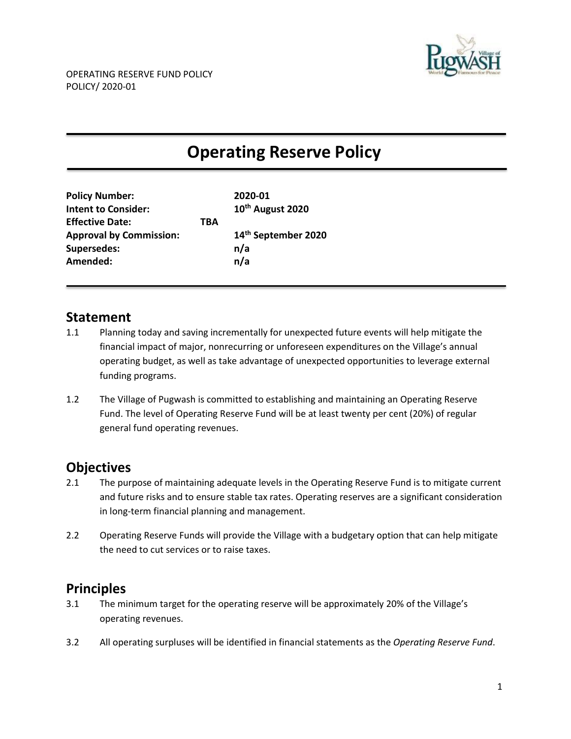OPERATING RESERVE FUND POLICY
POLICY/ 2020-01

# Operating Reserve Policy

| | |
|---|---|
| **Policy Number:** | **2020-01** |
| **Intent to Consider:** | **10th August 2020** |
| **Effective Date:** | **TBA** |
| **Approval by Commission:** | **14th September 2020** |
| **Supersedes:** | **n/a** |
| **Amended:** | **n/a** |

## Statement

1.1 Planning today and saving incrementally for unexpected future events will help mitigate the financial impact of major, nonrecurring or unforeseen expenditures on the Village's annual operating budget, as well as take advantage of unexpected opportunities to leverage external funding programs.

1.2 The Village of Pugwash is committed to establishing and maintaining an Operating Reserve Fund. The level of Operating Reserve Fund will be at least twenty per cent (20%) of regular general fund operating revenues.

## Objectives

2.1 The purpose of maintaining adequate levels in the Operating Reserve Fund is to mitigate current and future risks and to ensure stable tax rates. Operating reserves are a significant consideration in long-term financial planning and management.

2.2 Operating Reserve Funds will provide the Village with a budgetary option that can help mitigate the need to cut services or to raise taxes.

## Principles

3.1 The minimum target for the operating reserve will be approximately 20% of the Village's operating revenues.

3.2 All operating surpluses will be identified in financial statements as the *Operating Reserve Fund*.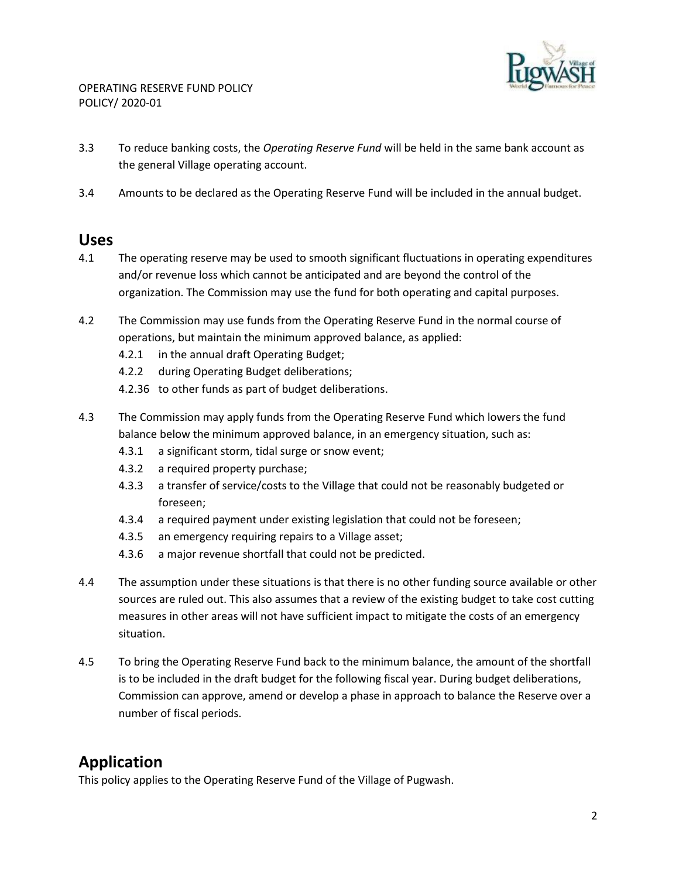3.3 To reduce banking costs, the *Operating Reserve Fund* will be held in the same bank account as the general Village operating account.

3.4 Amounts to be declared as the Operating Reserve Fund will be included in the annual budget.

## Uses

4.1 The operating reserve may be used to smooth significant fluctuations in operating expenditures and/or revenue loss which cannot be anticipated and are beyond the control of the organization. The Commission may use the fund for both operating and capital purposes.

4.2 The Commission may use funds from the Operating Reserve Fund in the normal course of operations, but maintain the minimum approved balance, as applied:

- 4.2.1 in the annual draft Operating Budget;
- 4.2.2 during Operating Budget deliberations;
- 4.2.36 to other funds as part of budget deliberations.

4.3 The Commission may apply funds from the Operating Reserve Fund which lowers the fund balance below the minimum approved balance, in an emergency situation, such as:

- 4.3.1 a significant storm, tidal surge or snow event;
- 4.3.2 a required property purchase;
- 4.3.3 a transfer of service/costs to the Village that could not be reasonably budgeted or foreseen;
- 4.3.4 a required payment under existing legislation that could not be foreseen;
- 4.3.5 an emergency requiring repairs to a Village asset;
- 4.3.6 a major revenue shortfall that could not be predicted.

4.4 The assumption under these situations is that there is no other funding source available or other sources are ruled out. This also assumes that a review of the existing budget to take cost cutting measures in other areas will not have sufficient impact to mitigate the costs of an emergency situation.

4.5 To bring the Operating Reserve Fund back to the minimum balance, the amount of the shortfall is to be included in the draft budget for the following fiscal year. During budget deliberations, Commission can approve, amend or develop a phase in approach to balance the Reserve over a number of fiscal periods.

## Application

This policy applies to the Operating Reserve Fund of the Village of Pugwash.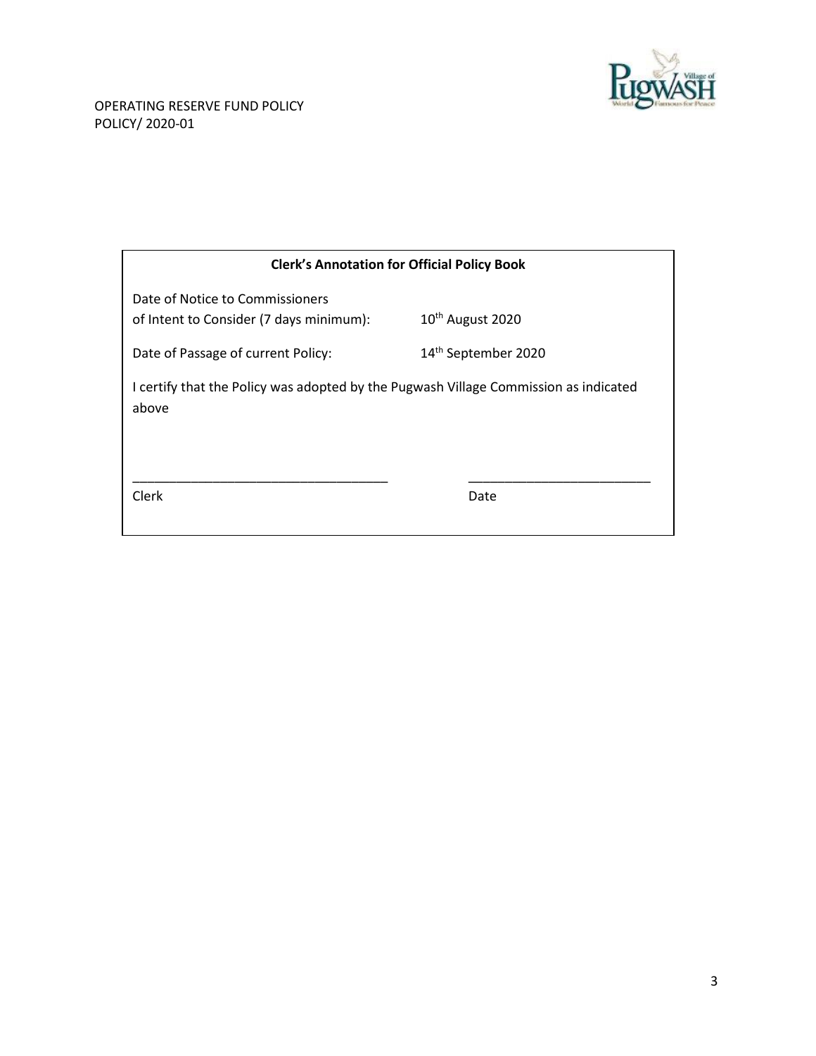**Clerk's Annotation for Official Policy Book**

| | |
|---|---|
| Date of Notice to Commissioners of Intent to Consider (7 days minimum): | 10th August 2020 |
| Date of Passage of current Policy: | 14th September 2020 |

I certify that the Policy was adopted by the Pugwash Village Commission as indicated above

\_\_\_\_\_\_\_\_\_\_\_\_\_\_\_\_\_\_\_\_\_\_\_\_\_\_\_\_\_\_\_\_\_\_\_
Clerk

\_\_\_\_\_\_\_\_\_\_\_\_\_\_\_\_\_\_\_\_\_\_\_\_\_
Date